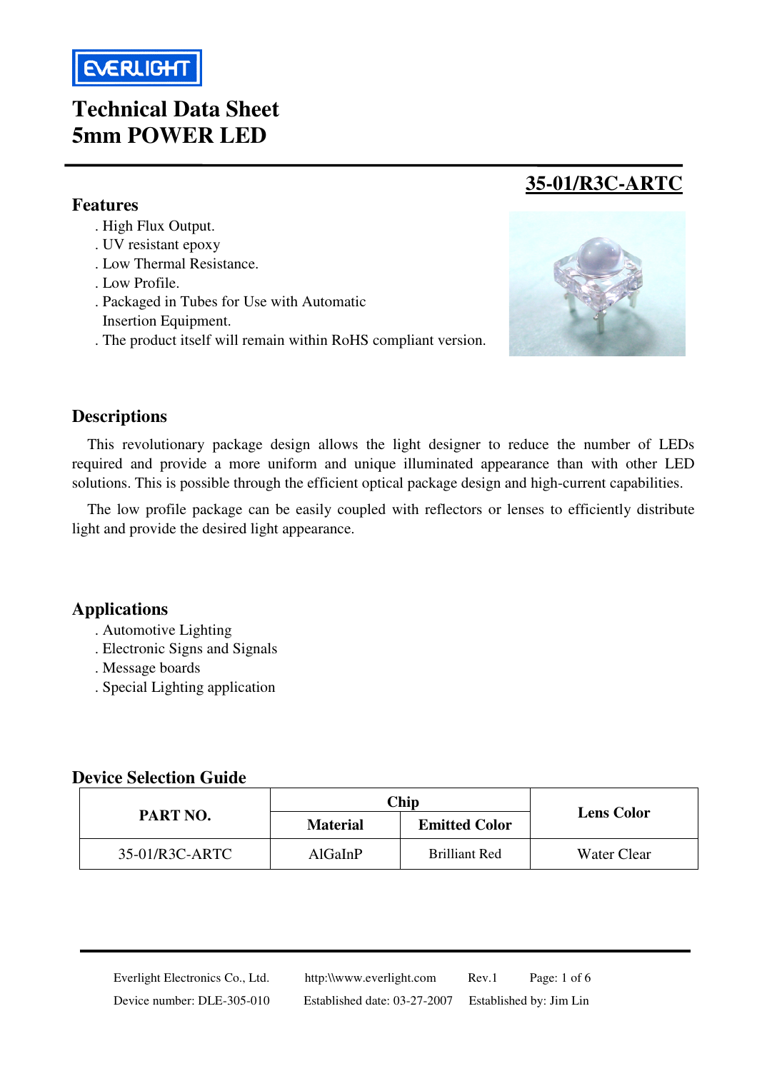# Technical Data Sheet
# 5mm POWER LED

## 35-01/R3C-ARTC

### Features

- . High Flux Output.
- . UV resistant epoxy
- . Low Thermal Resistance.
- . Low Profile.
- . Packaged in Tubes for Use with Automatic Insertion Equipment.
- . The product itself will remain within RoHS compliant version.

### Descriptions

This revolutionary package design allows the light designer to reduce the number of LEDs required and provide a more uniform and unique illuminated appearance than with other LED solutions. This is possible through the efficient optical package design and high-current capabilities.

The low profile package can be easily coupled with reflectors or lenses to efficiently distribute light and provide the desired light appearance.

### Applications

- . Automotive Lighting
- . Electronic Signs and Signals
- . Message boards
- . Special Lighting application

### Device Selection Guide

| PART NO. | Chip | | Lens Color |
|---|---|---|---|
| | Material | Emitted Color | |
| 35-01/R3C-ARTC | AlGaInP | Brilliant Red | Water Clear |

Everlight Electronics Co., Ltd. http:\\www.everlight.com Rev.1
Device number: DLE-305-010 Established date: 03-27-2007 Established by: Jim Lin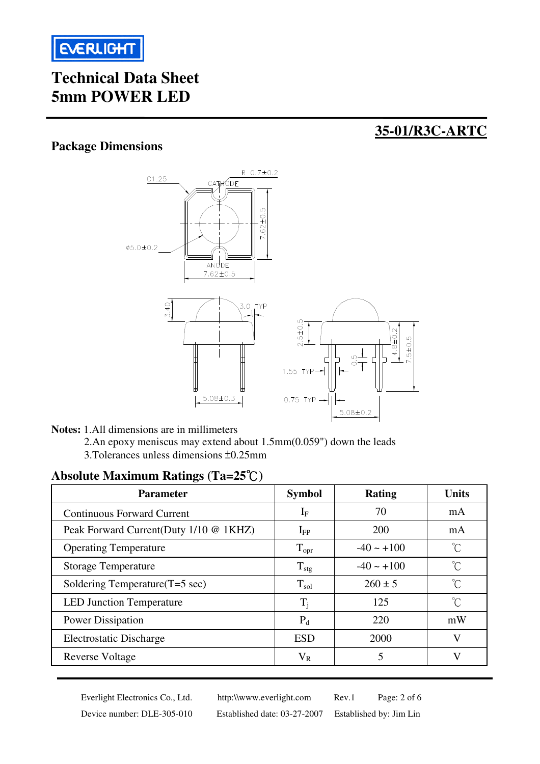# Technical Data Sheet
# 5mm POWER LED

## 35-01/R3C-ARTC

### Package Dimensions

**Notes:** 1.All dimensions are in millimeters

2.An epoxy meniscus may extend about 1.5mm(0.059") down the leads

3.Tolerances unless dimensions ±0.25mm

### Absolute Maximum Ratings (Ta=25℃)

| Parameter | Symbol | Rating | Units |
|---|---|---|---|
| Continuous Forward Current | $I_F$ | 70 | mA |
| Peak Forward Current(Duty 1/10 @ 1KHZ) | $I_{FP}$ | 200 | mA |
| Operating Temperature | $T_{opr}$ | -40 ~ +100 | ℃ |
| Storage Temperature | $T_{stg}$ | -40 ~ +100 | ℃ |
| Soldering Temperature(T=5 sec) | $T_{sol}$ | 260 ± 5 | ℃ |
| LED Junction Temperature | $T_j$ | 125 | ℃ |
| Power Dissipation | $P_d$ | 220 | mW |
| Electrostatic Discharge | ESD | 2000 | V |
| Reverse Voltage | $V_R$ | 5 | V |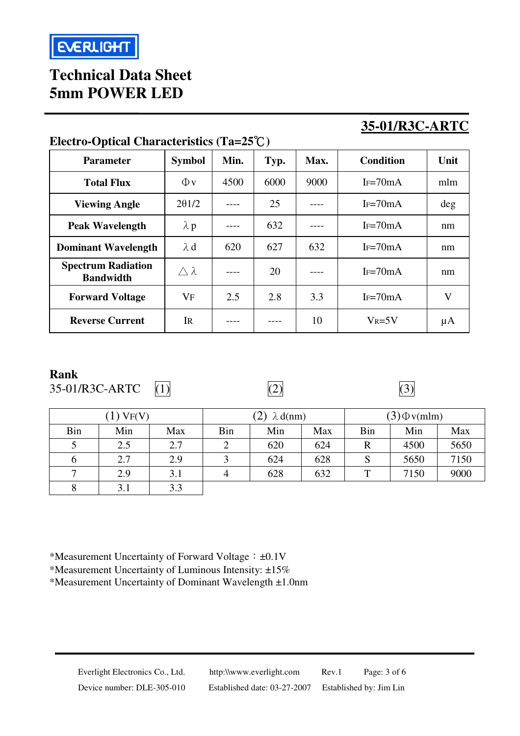# Technical Data Sheet
# 5mm POWER LED

## 35-01/R3C-ARTC

### Electro-Optical Characteristics (Ta=25℃)

| Parameter | Symbol | Min. | Typ. | Max. | Condition | Unit |
|---|---|---|---|---|---|---|
| **Total Flux** | $\Phi v$ | 4500 | 6000 | 9000 | $I_F$=70mA | mlm |
| **Viewing Angle** | $2\theta 1/2$ | ---- | 25 | ---- | $I_F$=70mA | deg |
| **Peak Wavelength** | $\lambda p$ | ---- | 632 | ---- | $I_F$=70mA | nm |
| **Dominant Wavelength** | $\lambda d$ | 620 | 627 | 632 | $I_F$=70mA | nm |
| **Spectrum Radiation Bandwidth** | $\triangle\lambda$ | ---- | 20 | ---- | $I_F$=70mA | nm |
| **Forward Voltage** | $V_F$ | 2.5 | 2.8 | 3.3 | $I_F$=70mA | V |
| **Reverse Current** | $I_R$ | ---- | ---- | 10 | $V_R$=5V | μA |

### Rank

35-01/R3C-ARTC (1) (2) (3)

| (1) $V_F$(V) | | | (2) $\lambda d$(nm) | | | (3) $\Phi v$(mlm) | | |
|---|---|---|---|---|---|---|---|---|
| Bin | Min | Max | Bin | Min | Max | Bin | Min | Max |
| 5 | 2.5 | 2.7 | 2 | 620 | 624 | R | 4500 | 5650 |
| 6 | 2.7 | 2.9 | 3 | 624 | 628 | S | 5650 | 7150 |
| 7 | 2.9 | 3.1 | 4 | 628 | 632 | T | 7150 | 9000 |
| 8 | 3.1 | 3.3 | | | | | | |

*Measurement Uncertainty of Forward Voltage：±0.1V
*Measurement Uncertainty of Luminous Intensity: ±15%
*Measurement Uncertainty of Dominant Wavelength ±1.0nm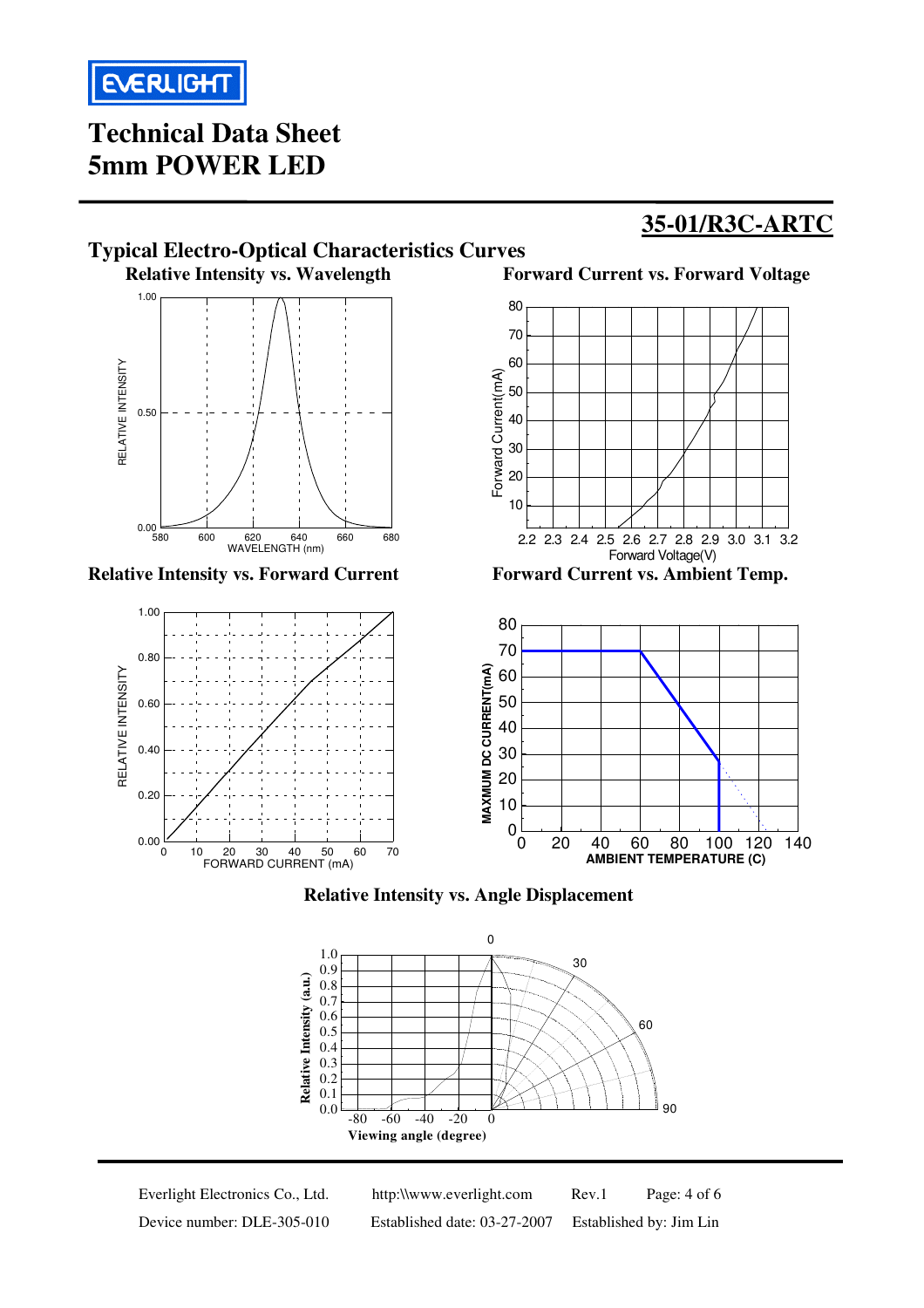# Technical Data Sheet
# 5mm POWER LED

## 35-01/R3C-ARTC

### Typical Electro-Optical Characteristics Curves

**Relative Intensity vs. Wavelength**

**Forward Current vs. Forward Voltage**

**Relative Intensity vs. Forward Current**

**Forward Current vs. Ambient Temp.**

**Relative Intensity vs. Angle Displacement**

Everlight Electronics Co., Ltd. http:\\www.everlight.com Rev.1

Device number: DLE-305-010 Established date: 03-27-2007 Established by: Jim Lin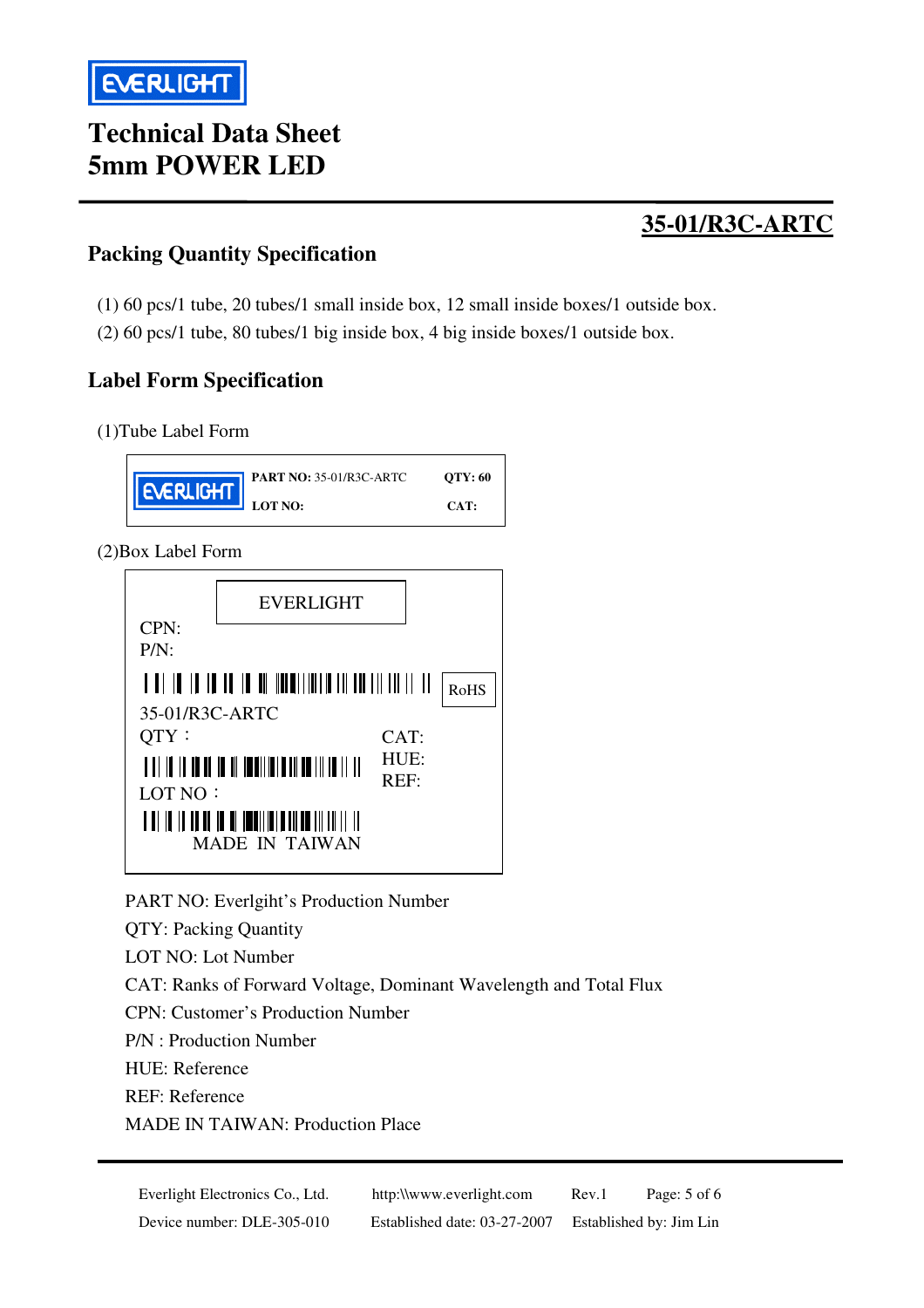# Technical Data Sheet
# 5mm POWER LED

**35-01/R3C-ARTC**

## Packing Quantity Specification

(1) 60 pcs/1 tube, 20 tubes/1 small inside box, 12 small inside boxes/1 outside box.
(2) 60 pcs/1 tube, 80 tubes/1 big inside box, 4 big inside boxes/1 outside box.

## Label Form Specification

(1)Tube Label Form

EVERLIGHT | **PART NO:** 35-01/R3C-ARTC | **QTY: 60**
**LOT NO:** | **CAT:**

(2)Box Label Form

EVERLIGHT

CPN:
P/N:

RoHS

35-01/R3C-ARTC
QTY：
LOT NO：

CAT:
HUE:
REF:

MADE IN TAIWAN

PART NO: Everlgiht's Production Number
QTY: Packing Quantity
LOT NO: Lot Number
CAT: Ranks of Forward Voltage, Dominant Wavelength and Total Flux
CPN: Customer's Production Number
P/N : Production Number
HUE: Reference
REF: Reference
MADE IN TAIWAN: Production Place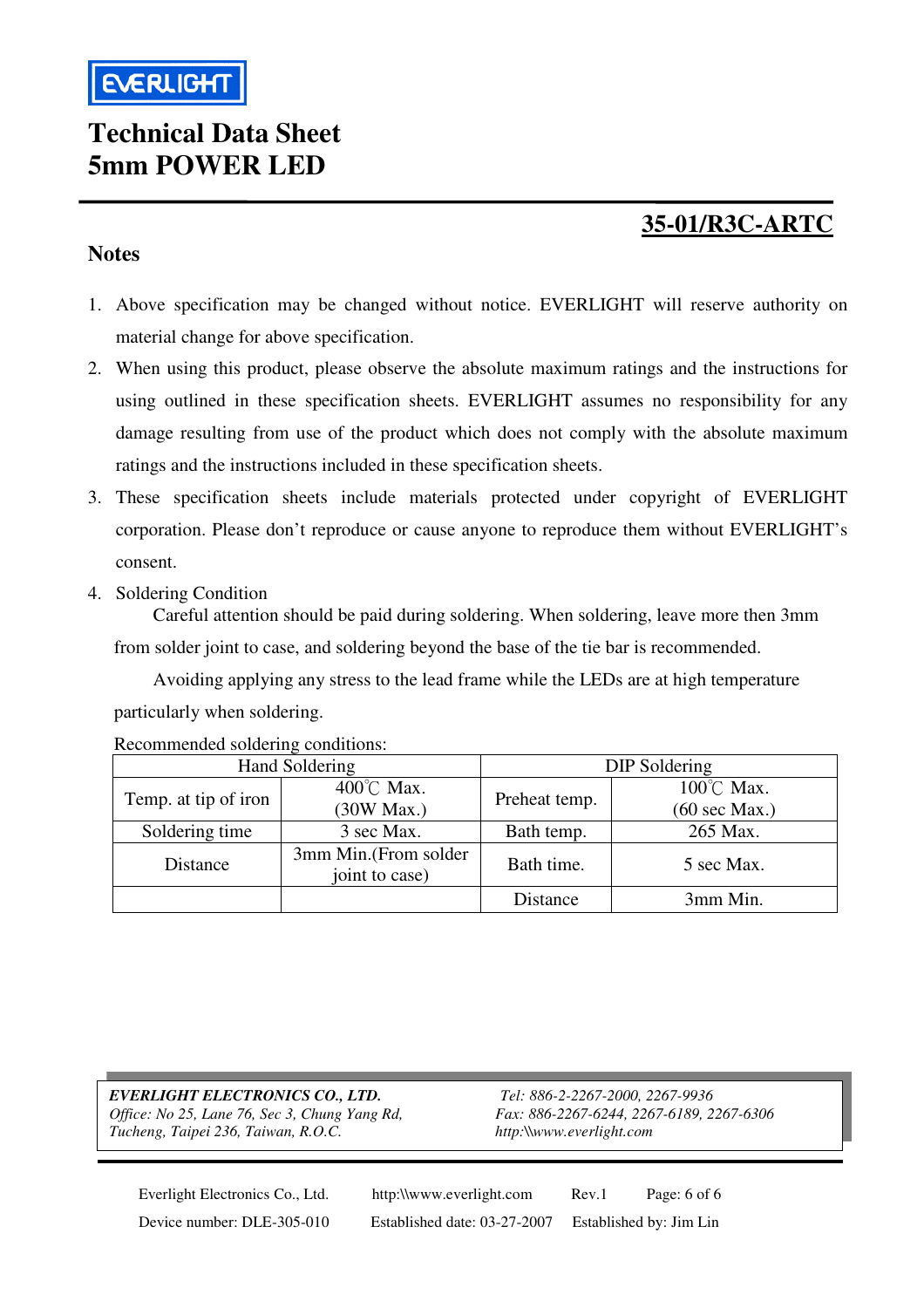# Technical Data Sheet
# 5mm POWER LED

## 35-01/R3C-ARTC

### Notes

1. Above specification may be changed without notice. EVERLIGHT will reserve authority on material change for above specification.
2. When using this product, please observe the absolute maximum ratings and the instructions for using outlined in these specification sheets. EVERLIGHT assumes no responsibility for any damage resulting from use of the product which does not comply with the absolute maximum ratings and the instructions included in these specification sheets.
3. These specification sheets include materials protected under copyright of EVERLIGHT corporation. Please don't reproduce or cause anyone to reproduce them without EVERLIGHT's consent.
4. Soldering Condition

   Careful attention should be paid during soldering. When soldering, leave more then 3mm from solder joint to case, and soldering beyond the base of the tie bar is recommended.

   Avoiding applying any stress to the lead frame while the LEDs are at high temperature particularly when soldering.

   Recommended soldering conditions:

| Hand Soldering | | DIP Soldering | |
|---|---|---|---|
| Temp. at tip of iron | 400℃ Max. (30W Max.) | Preheat temp. | 100℃ Max. (60 sec Max.) |
| Soldering time | 3 sec Max. | Bath temp. | 265 Max. |
| Distance | 3mm Min.(From solder joint to case) | Bath time. | 5 sec Max. |
| | | Distance | 3mm Min. |

*EVERLIGHT ELECTRONICS CO., LTD.*
*Office: No 25, Lane 76, Sec 3, Chung Yang Rd, Tucheng, Taipei 236, Taiwan, R.O.C.*
*Tel: 886-2-2267-2000, 2267-9936*
*Fax: 886-2267-6244, 2267-6189, 2267-6306*
*http:\\www.everlight.com*